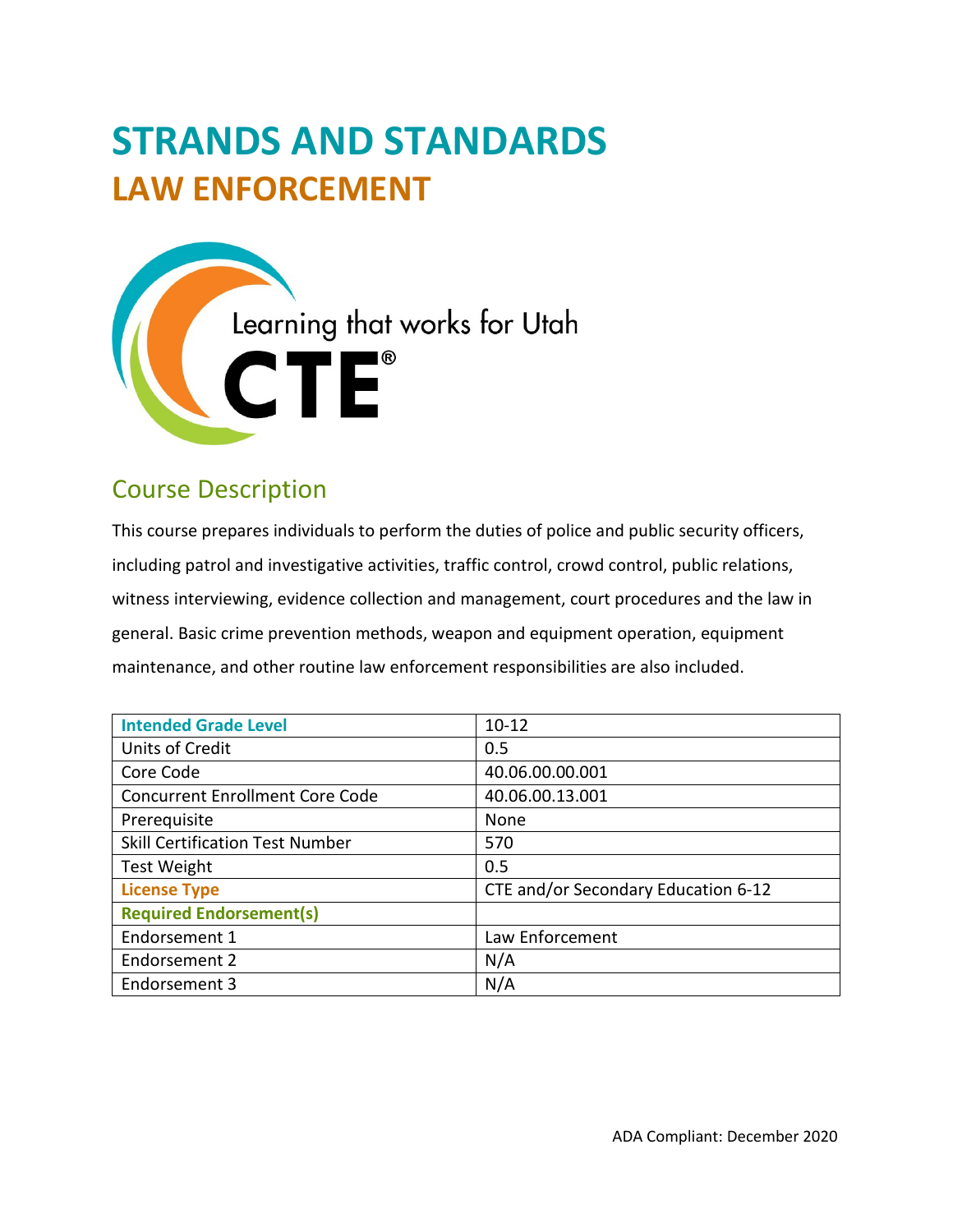# STRANDS AND STANDARDS
## LAW ENFORCEMENT

Learning that works for Utah

CTE®

## Course Description

This course prepares individuals to perform the duties of police and public security officers, including patrol and investigative activities, traffic control, crowd control, public relations, witness interviewing, evidence collection and management, court procedures and the law in general. Basic crime prevention methods, weapon and equipment operation, equipment maintenance, and other routine law enforcement responsibilities are also included.

| **Intended Grade Level** | 10-12 |
|---|---|
| Units of Credit | 0.5 |
| Core Code | 40.06.00.00.001 |
| Concurrent Enrollment Core Code | 40.06.00.13.001 |
| Prerequisite | None |
| Skill Certification Test Number | 570 |
| Test Weight | 0.5 |
| **License Type** | CTE and/or Secondary Education 6-12 |
| **Required Endorsement(s)** | |
| Endorsement 1 | Law Enforcement |
| Endorsement 2 | N/A |
| Endorsement 3 | N/A |

ADA Compliant: December 2020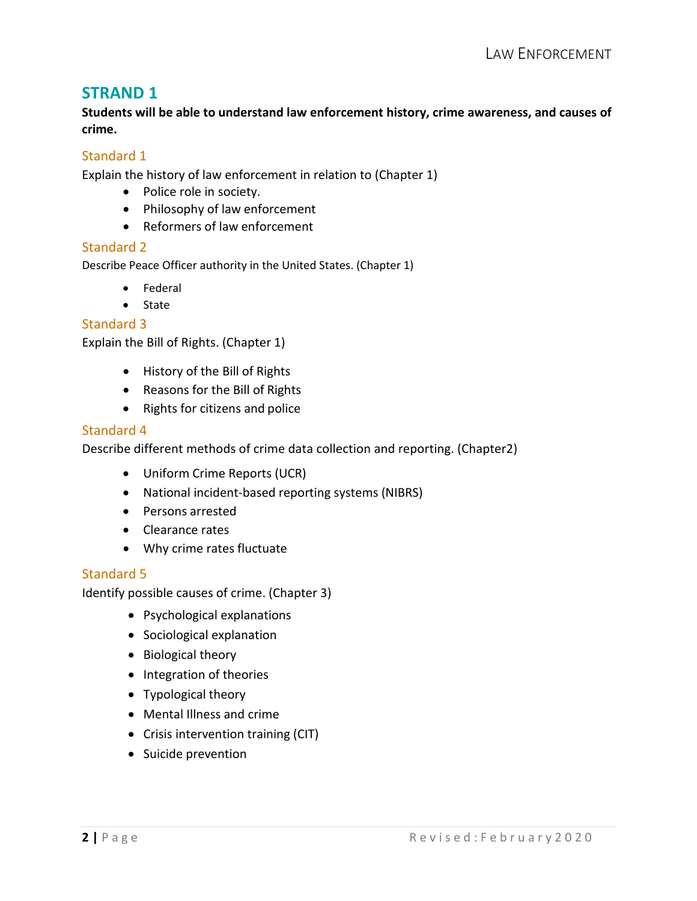## STRAND 1

**Students will be able to understand law enforcement history, crime awareness, and causes of crime.**

### Standard 1

Explain the history of law enforcement in relation to (Chapter 1)

- Police role in society.
- Philosophy of law enforcement
- Reformers of law enforcement

### Standard 2

Describe Peace Officer authority in the United States. (Chapter 1)

- Federal
- State

### Standard 3

Explain the Bill of Rights. (Chapter 1)

- History of the Bill of Rights
- Reasons for the Bill of Rights
- Rights for citizens and police

### Standard 4

Describe different methods of crime data collection and reporting. (Chapter2)

- Uniform Crime Reports (UCR)
- National incident-based reporting systems (NIBRS)
- Persons arrested
- Clearance rates
- Why crime rates fluctuate

### Standard 5

Identify possible causes of crime. (Chapter 3)

- Psychological explanations
- Sociological explanation
- Biological theory
- Integration of theories
- Typological theory
- Mental Illness and crime
- Crisis intervention training (CIT)
- Suicide prevention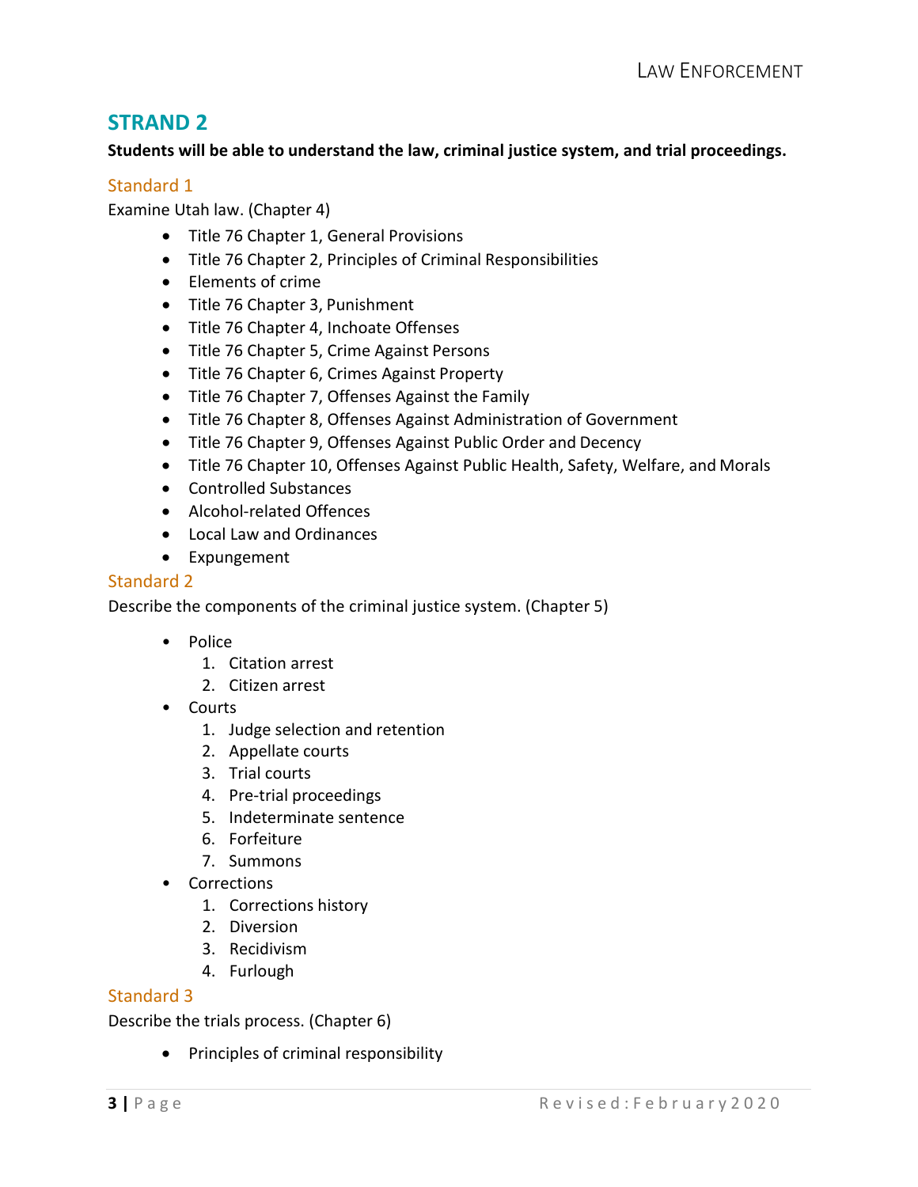## STRAND 2

**Students will be able to understand the law, criminal justice system, and trial proceedings.**

### Standard 1

Examine Utah law. (Chapter 4)

- Title 76 Chapter 1, General Provisions
- Title 76 Chapter 2, Principles of Criminal Responsibilities
- Elements of crime
- Title 76 Chapter 3, Punishment
- Title 76 Chapter 4, Inchoate Offenses
- Title 76 Chapter 5, Crime Against Persons
- Title 76 Chapter 6, Crimes Against Property
- Title 76 Chapter 7, Offenses Against the Family
- Title 76 Chapter 8, Offenses Against Administration of Government
- Title 76 Chapter 9, Offenses Against Public Order and Decency
- Title 76 Chapter 10, Offenses Against Public Health, Safety, Welfare, and Morals
- Controlled Substances
- Alcohol-related Offences
- Local Law and Ordinances
- Expungement

### Standard 2

Describe the components of the criminal justice system. (Chapter 5)

- Police
    1. Citation arrest
    2. Citizen arrest
- Courts
    1. Judge selection and retention
    2. Appellate courts
    3. Trial courts
    4. Pre-trial proceedings
    5. Indeterminate sentence
    6. Forfeiture
    7. Summons
- Corrections
    1. Corrections history
    2. Diversion
    3. Recidivism
    4. Furlough

### Standard 3

Describe the trials process. (Chapter 6)

- Principles of criminal responsibility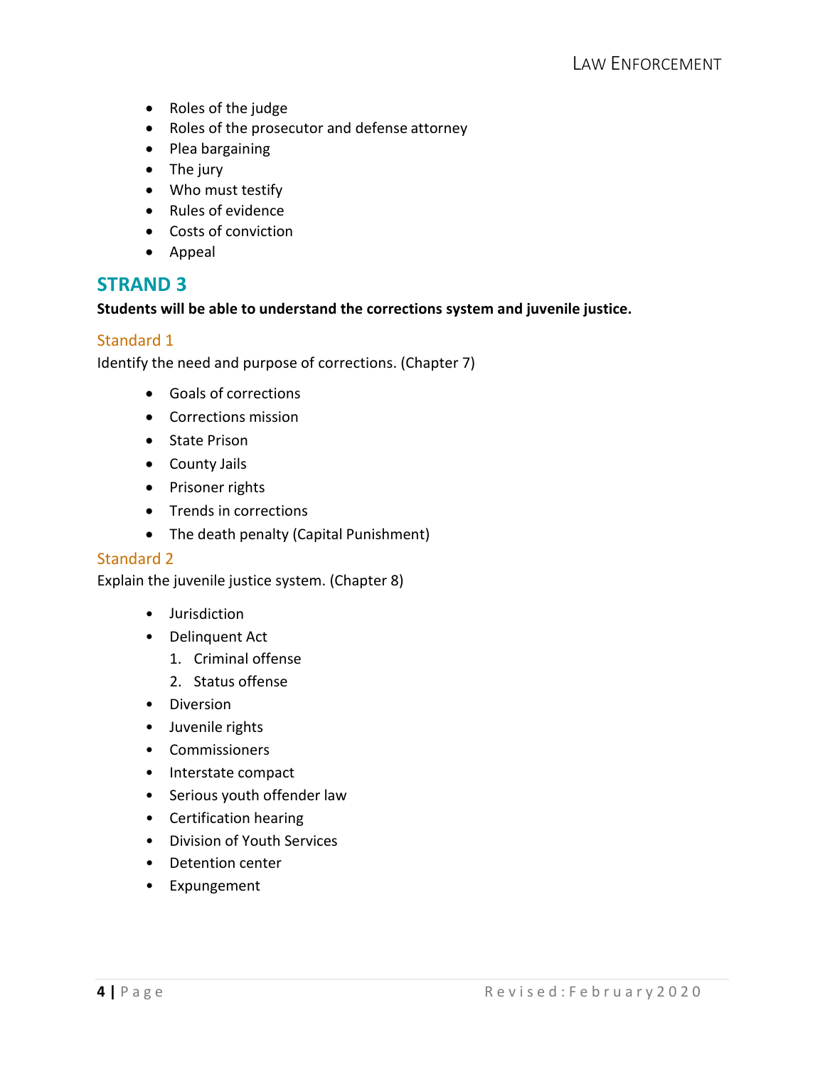- Roles of the judge
- Roles of the prosecutor and defense attorney
- Plea bargaining
- The jury
- Who must testify
- Rules of evidence
- Costs of conviction
- Appeal

## STRAND 3

**Students will be able to understand the corrections system and juvenile justice.**

### Standard 1

Identify the need and purpose of corrections. (Chapter 7)

- Goals of corrections
- Corrections mission
- State Prison
- County Jails
- Prisoner rights
- Trends in corrections
- The death penalty (Capital Punishment)

### Standard 2

Explain the juvenile justice system. (Chapter 8)

- Jurisdiction
- Delinquent Act
  1. Criminal offense
  2. Status offense
- Diversion
- Juvenile rights
- Commissioners
- Interstate compact
- Serious youth offender law
- Certification hearing
- Division of Youth Services
- Detention center
- Expungement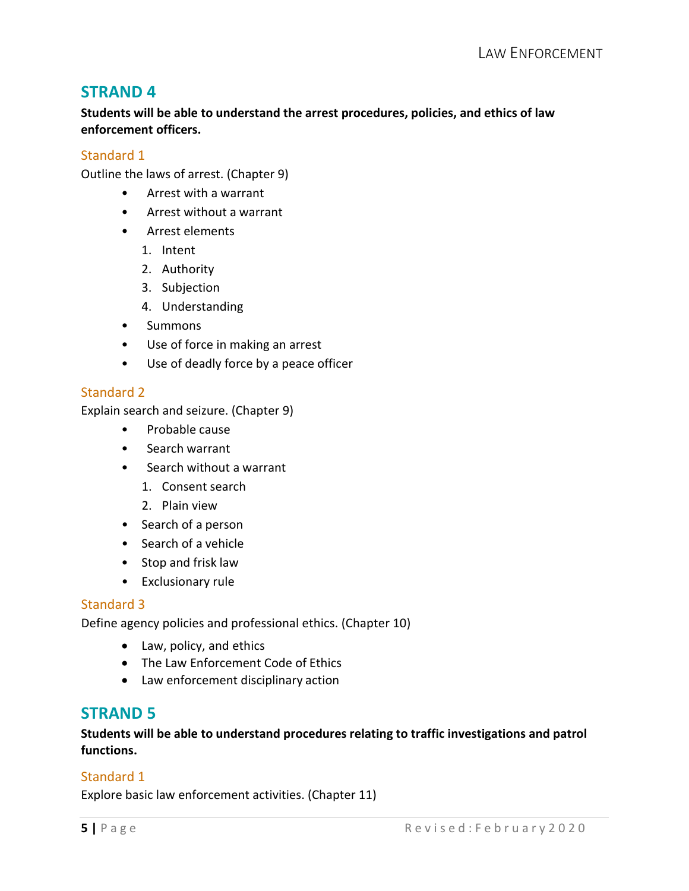## STRAND 4

**Students will be able to understand the arrest procedures, policies, and ethics of law enforcement officers.**

### Standard 1

Outline the laws of arrest. (Chapter 9)

- Arrest with a warrant
- Arrest without a warrant
- Arrest elements
  1. Intent
  2. Authority
  3. Subjection
  4. Understanding
- Summons
- Use of force in making an arrest
- Use of deadly force by a peace officer

### Standard 2

Explain search and seizure. (Chapter 9)

- Probable cause
- Search warrant
- Search without a warrant
  1. Consent search
  2. Plain view
- Search of a person
- Search of a vehicle
- Stop and frisk law
- Exclusionary rule

### Standard 3

Define agency policies and professional ethics. (Chapter 10)

- Law, policy, and ethics
- The Law Enforcement Code of Ethics
- Law enforcement disciplinary action

## STRAND 5

**Students will be able to understand procedures relating to traffic investigations and patrol functions.**

### Standard 1

Explore basic law enforcement activities. (Chapter 11)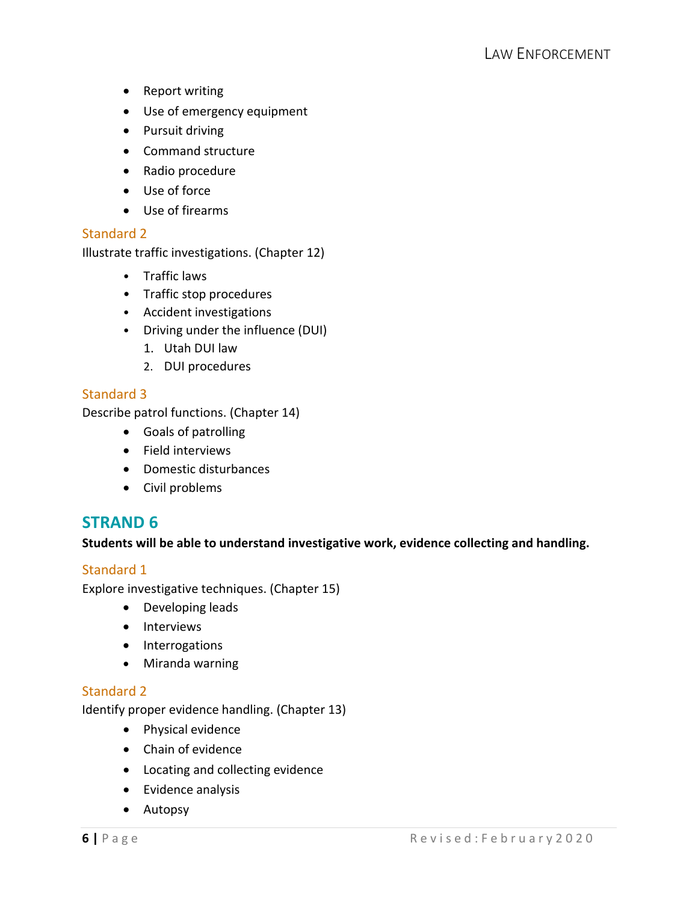- Report writing
- Use of emergency equipment
- Pursuit driving
- Command structure
- Radio procedure
- Use of force
- Use of firearms

### Standard 2

Illustrate traffic investigations. (Chapter 12)

- Traffic laws
- Traffic stop procedures
- Accident investigations
- Driving under the influence (DUI)
  1. Utah DUI law
  2. DUI procedures

### Standard 3

Describe patrol functions. (Chapter 14)

- Goals of patrolling
- Field interviews
- Domestic disturbances
- Civil problems

## STRAND 6

**Students will be able to understand investigative work, evidence collecting and handling.**

### Standard 1

Explore investigative techniques. (Chapter 15)

- Developing leads
- Interviews
- Interrogations
- Miranda warning

### Standard 2

Identify proper evidence handling. (Chapter 13)

- Physical evidence
- Chain of evidence
- Locating and collecting evidence
- Evidence analysis
- Autopsy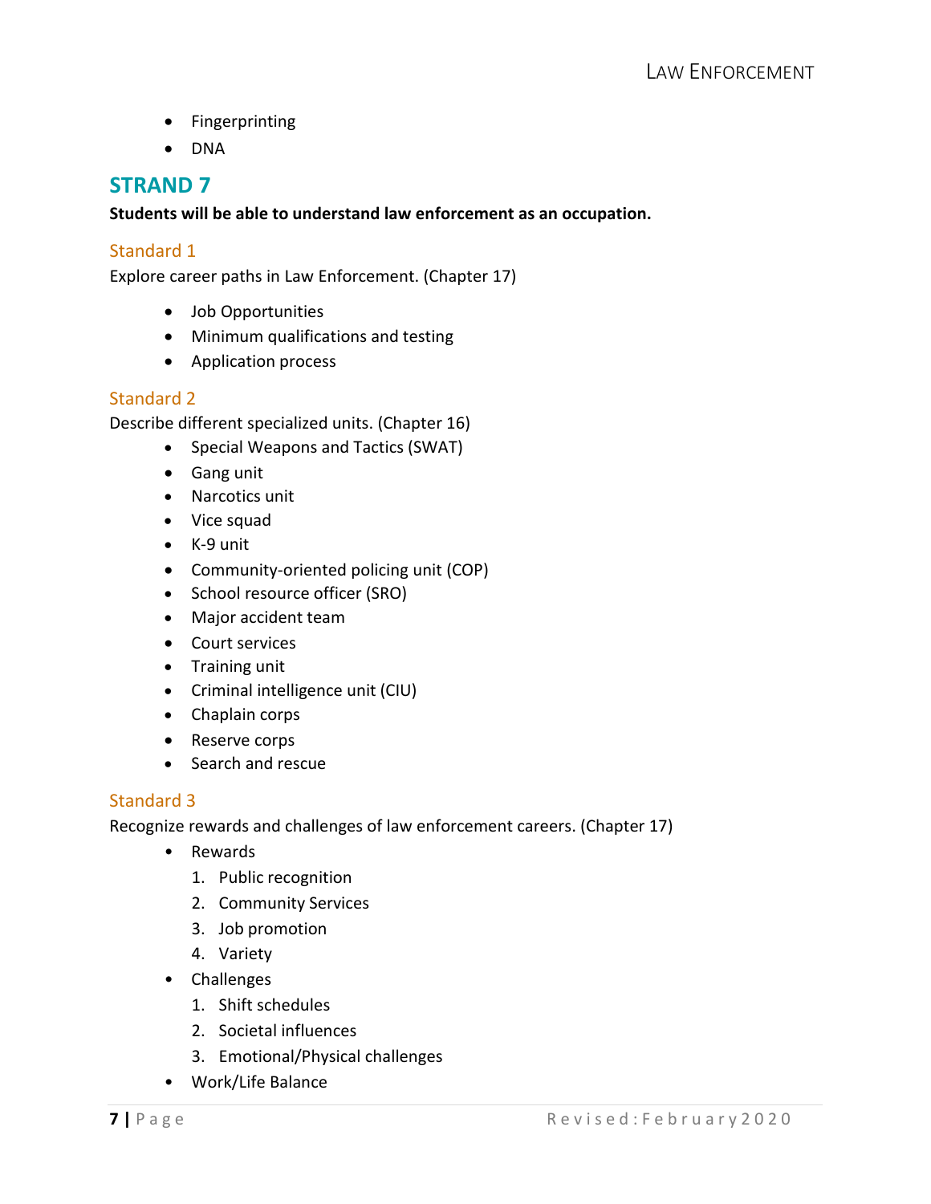- Fingerprinting
- DNA

## STRAND 7

**Students will be able to understand law enforcement as an occupation.**

### Standard 1

Explore career paths in Law Enforcement. (Chapter 17)

- Job Opportunities
- Minimum qualifications and testing
- Application process

### Standard 2

Describe different specialized units. (Chapter 16)

- Special Weapons and Tactics (SWAT)
- Gang unit
- Narcotics unit
- Vice squad
- K-9 unit
- Community-oriented policing unit (COP)
- School resource officer (SRO)
- Major accident team
- Court services
- Training unit
- Criminal intelligence unit (CIU)
- Chaplain corps
- Reserve corps
- Search and rescue

### Standard 3

Recognize rewards and challenges of law enforcement careers. (Chapter 17)

- Rewards
  1. Public recognition
  2. Community Services
  3. Job promotion
  4. Variety
- Challenges
  1. Shift schedules
  2. Societal influences
  3. Emotional/Physical challenges
- Work/Life Balance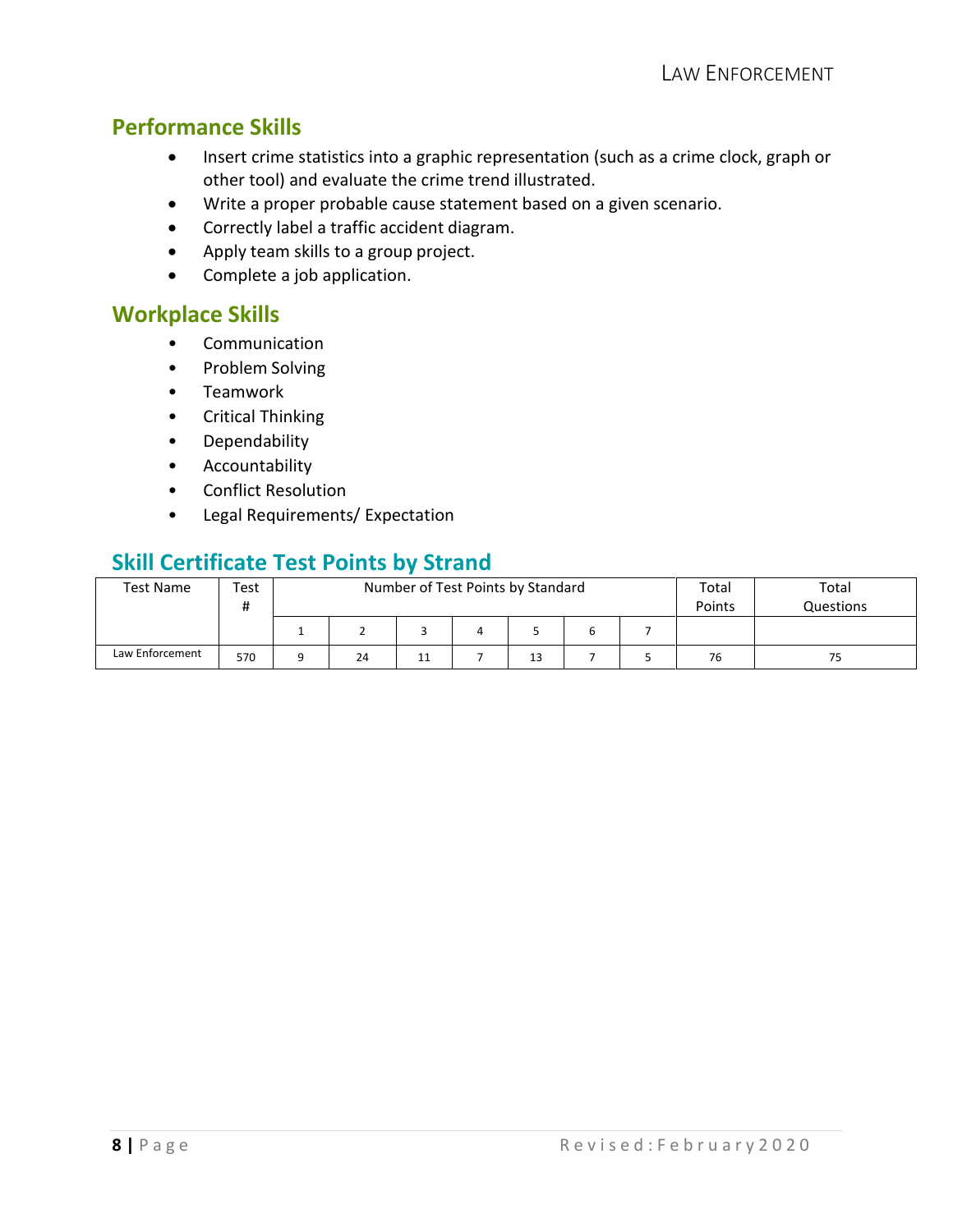## Performance Skills

- Insert crime statistics into a graphic representation (such as a crime clock, graph or other tool) and evaluate the crime trend illustrated.
- Write a proper probable cause statement based on a given scenario.
- Correctly label a traffic accident diagram.
- Apply team skills to a group project.
- Complete a job application.

## Workplace Skills

- Communication
- Problem Solving
- Teamwork
- Critical Thinking
- Dependability
- Accountability
- Conflict Resolution
- Legal Requirements/ Expectation

## Skill Certificate Test Points by Strand

| Test Name | Test # | Number of Test Points by Standard | | | | | | | Total Points | Total Questions |
|---|---|---|---|---|---|---|---|---|---|---|
| | | 1 | 2 | 3 | 4 | 5 | 6 | 7 | | |
| Law Enforcement | 570 | 9 | 24 | 11 | 7 | 13 | 7 | 5 | 76 | 75 |